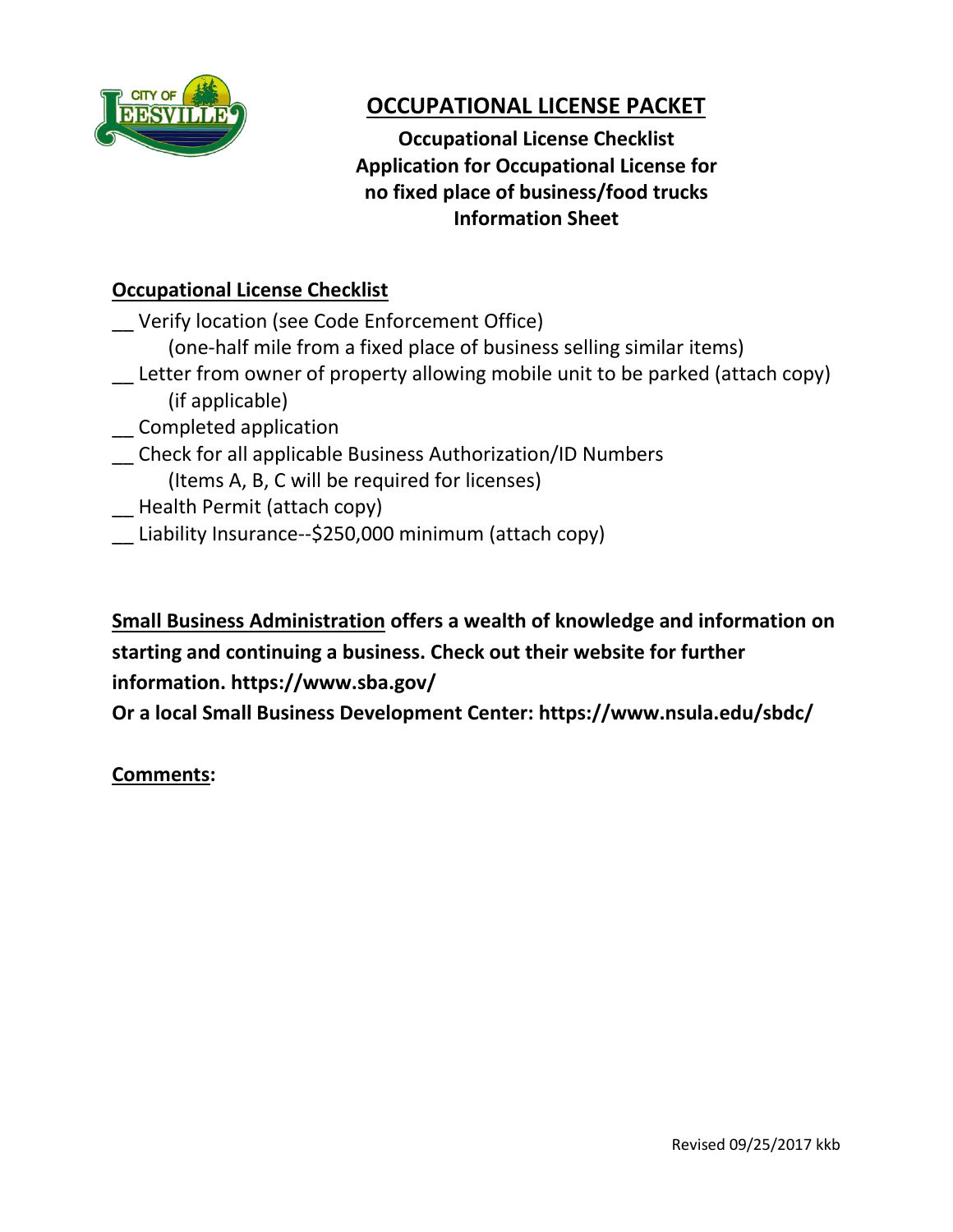# OCCUPATIONAL LICENSE PACKET

**Occupational License Checklist**
**Application for Occupational License for no fixed place of business/food trucks**
**Information Sheet**

## Occupational License Checklist

__ Verify location (see Code Enforcement Office)
 (one-half mile from a fixed place of business selling similar items)
__ Letter from owner of property allowing mobile unit to be parked (attach copy)
 (if applicable)
__ Completed application
__ Check for all applicable Business Authorization/ID Numbers
 (Items A, B, C will be required for licenses)
__ Health Permit (attach copy)
__ Liability Insurance--$250,000 minimum (attach copy)

**Small Business Administration offers a wealth of knowledge and information on starting and continuing a business. Check out their website for further information. https://www.sba.gov/**
**Or a local Small Business Development Center: https://www.nsula.edu/sbdc/**

**Comments:**

Revised 09/25/2017 kkb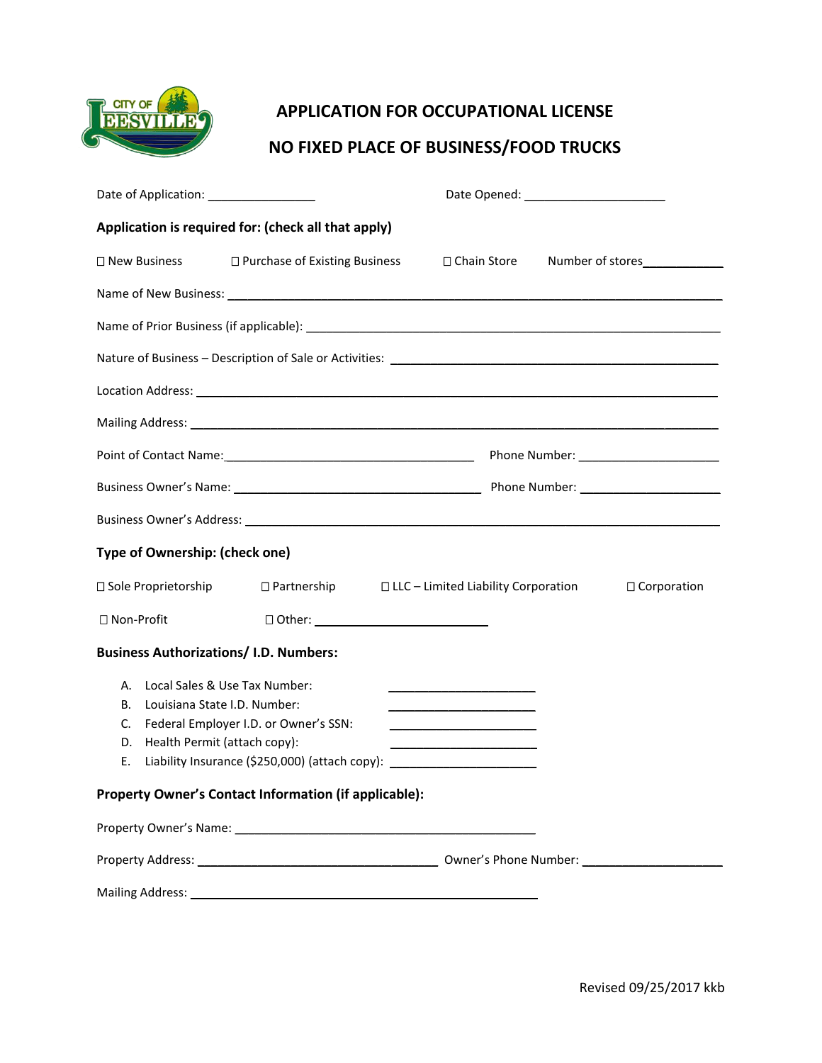# APPLICATION FOR OCCUPATIONAL LICENSE

# NO FIXED PLACE OF BUSINESS/FOOD TRUCKS

Date of Application: ________________ Date Opened: ______________________

**Application is required for: (check all that apply)**

☐ New Business ☐ Purchase of Existing Business ☐ Chain Store Number of stores____________

Name of New Business: ____________________________________________________________________________

Name of Prior Business (if applicable): ______________________________________________________________

Nature of Business – Description of Sale or Activities: _____________________________________________

Location Address: _________________________________________________________________________________

Mailing Address: __________________________________________________________________________________

Point of Contact Name:_______________________________________ Phone Number: ______________________

Business Owner's Name: ______________________________________ Phone Number: ______________________

Business Owner's Address: ________________________________________________________________________

**Type of Ownership: (check one)**

☐ Sole Proprietorship ☐ Partnership ☐ LLC – Limited Liability Corporation ☐ Corporation

☐ Non-Profit ☐ Other: ____________________________

**Business Authorizations/ I.D. Numbers:**

A. Local Sales & Use Tax Number: ______________________
B. Louisiana State I.D. Number: ______________________
C. Federal Employer I.D. or Owner's SSN: ______________________
D. Health Permit (attach copy): ______________________
E. Liability Insurance ($250,000) (attach copy): ______________________

**Property Owner's Contact Information (if applicable):**

Property Owner's Name: _______________________________________________

Property Address: ____________________________________ Owner's Phone Number: ______________________

Mailing Address: ______________________________________________________

Revised 09/25/2017 kkb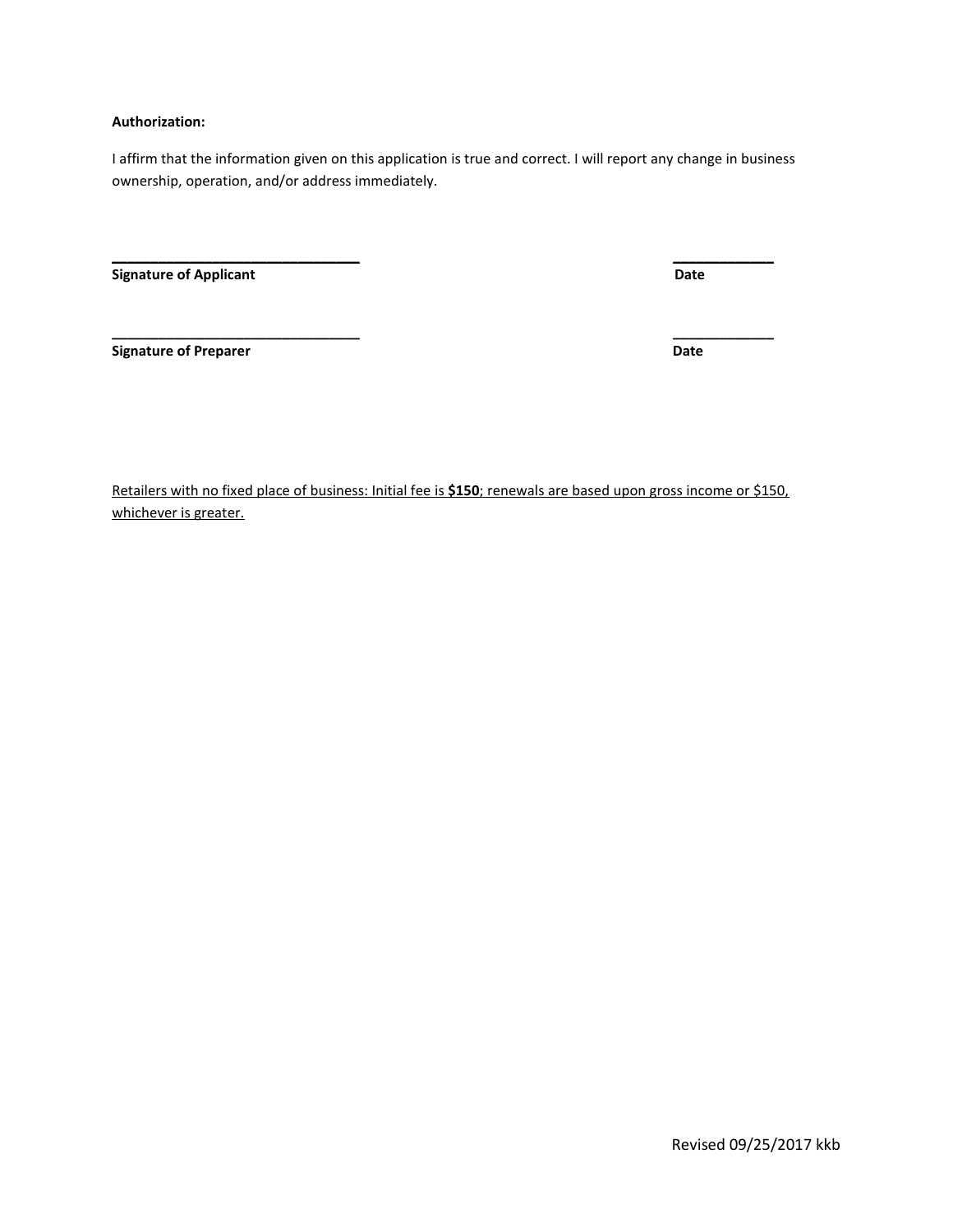**Authorization:**

I affirm that the information given on this application is true and correct. I will report any change in business ownership, operation, and/or address immediately.

\_\_\_\_\_\_\_\_\_\_\_\_\_\_\_\_\_\_\_\_\_\_\_\_\_\_\_\_\_\_\_\_ \_\_\_\_\_\_\_\_\_\_\_\_\_

**Signature of Applicant** **Date**

\_\_\_\_\_\_\_\_\_\_\_\_\_\_\_\_\_\_\_\_\_\_\_\_\_\_\_\_\_\_\_\_ \_\_\_\_\_\_\_\_\_\_\_\_\_

**Signature of Preparer** **Date**

<u>Retailers with no fixed place of business: Initial fee is **$150**; renewals are based upon gross income or $150, whichever is greater.</u>

Revised 09/25/2017 kkb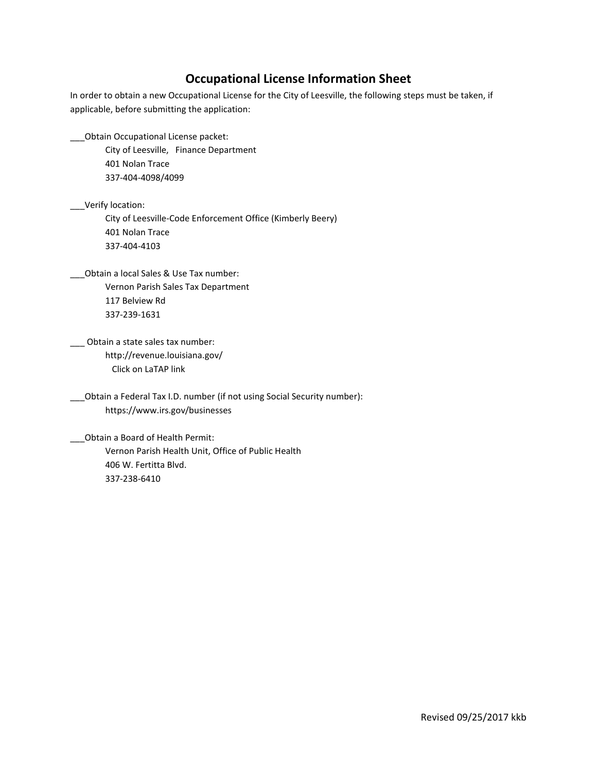## Occupational License Information Sheet

In order to obtain a new Occupational License for the City of Leesville, the following steps must be taken, if applicable, before submitting the application:

___Obtain Occupational License packet:
City of Leesville, Finance Department
401 Nolan Trace
337-404-4098/4099

___Verify location:
City of Leesville-Code Enforcement Office (Kimberly Beery)
401 Nolan Trace
337-404-4103

___Obtain a local Sales & Use Tax number:
Vernon Parish Sales Tax Department
117 Belview Rd
337-239-1631

___ Obtain a state sales tax number:
http://revenue.louisiana.gov/
Click on LaTAP link

___Obtain a Federal Tax I.D. number (if not using Social Security number):
https://www.irs.gov/businesses

___Obtain a Board of Health Permit:
Vernon Parish Health Unit, Office of Public Health
406 W. Fertitta Blvd.
337-238-6410

Revised 09/25/2017 kkb